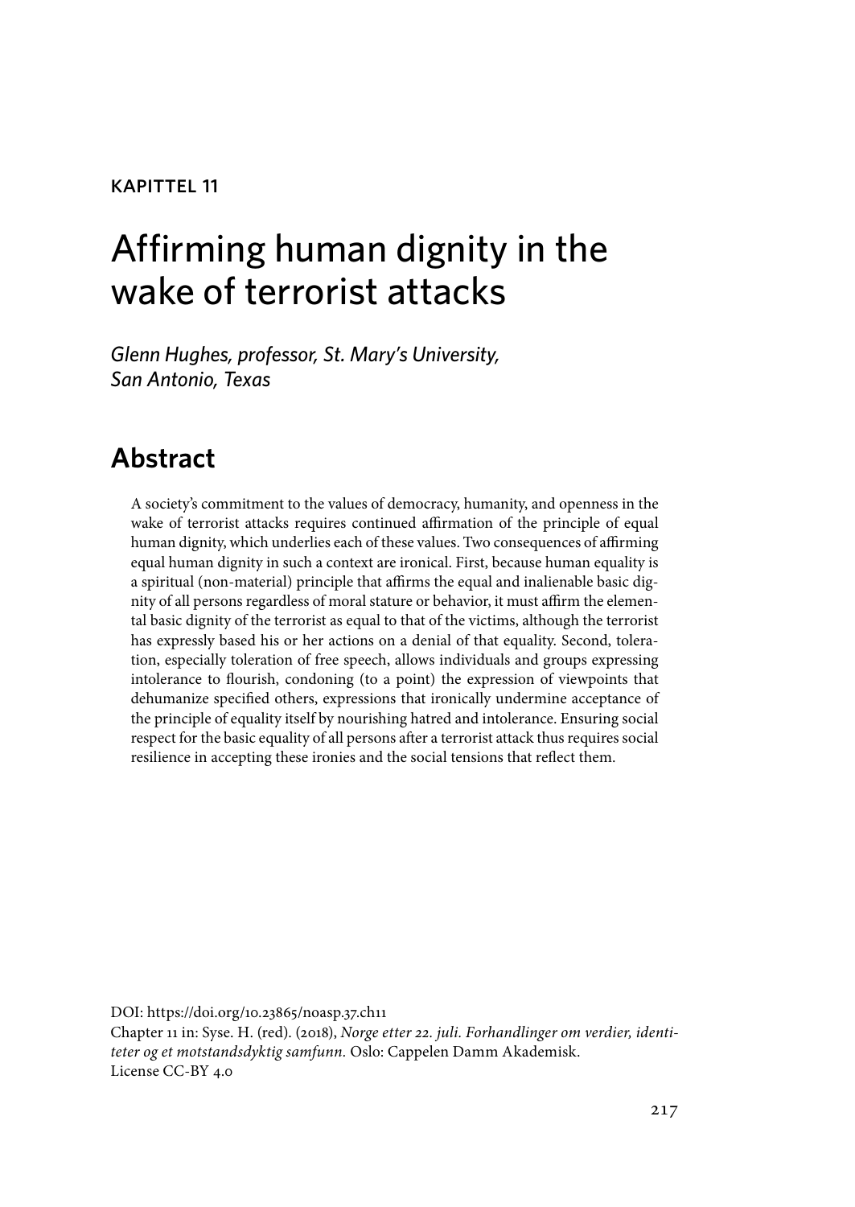KAPITTEL 11

# Affirming human dignity in the wake of terrorist attacks

*Glenn Hughes, professor, St. Mary's University, San Antonio, Texas*

## Abstract

A society's commitment to the values of democracy, humanity, and openness in the wake of terrorist attacks requires continued affirmation of the principle of equal human dignity, which underlies each of these values. Two consequences of affirming equal human dignity in such a context are ironical. First, because human equality is a spiritual (non-material) principle that affirms the equal and inalienable basic dignity of all persons regardless of moral stature or behavior, it must affirm the elemental basic dignity of the terrorist as equal to that of the victims, although the terrorist has expressly based his or her actions on a denial of that equality. Second, toleration, especially toleration of free speech, allows individuals and groups expressing intolerance to flourish, condoning (to a point) the expression of viewpoints that dehumanize specified others, expressions that ironically undermine acceptance of the principle of equality itself by nourishing hatred and intolerance. Ensuring social respect for the basic equality of all persons after a terrorist attack thus requires social resilience in accepting these ironies and the social tensions that reflect them.

DOI: https://doi.org/10.23865/noasp.37.ch11
Chapter 11 in: Syse. H. (red). (2018), *Norge etter 22. juli. Forhandlinger om verdier, identiteter og et motstandsdyktig samfunn.* Oslo: Cappelen Damm Akademisk.
License CC-BY 4.0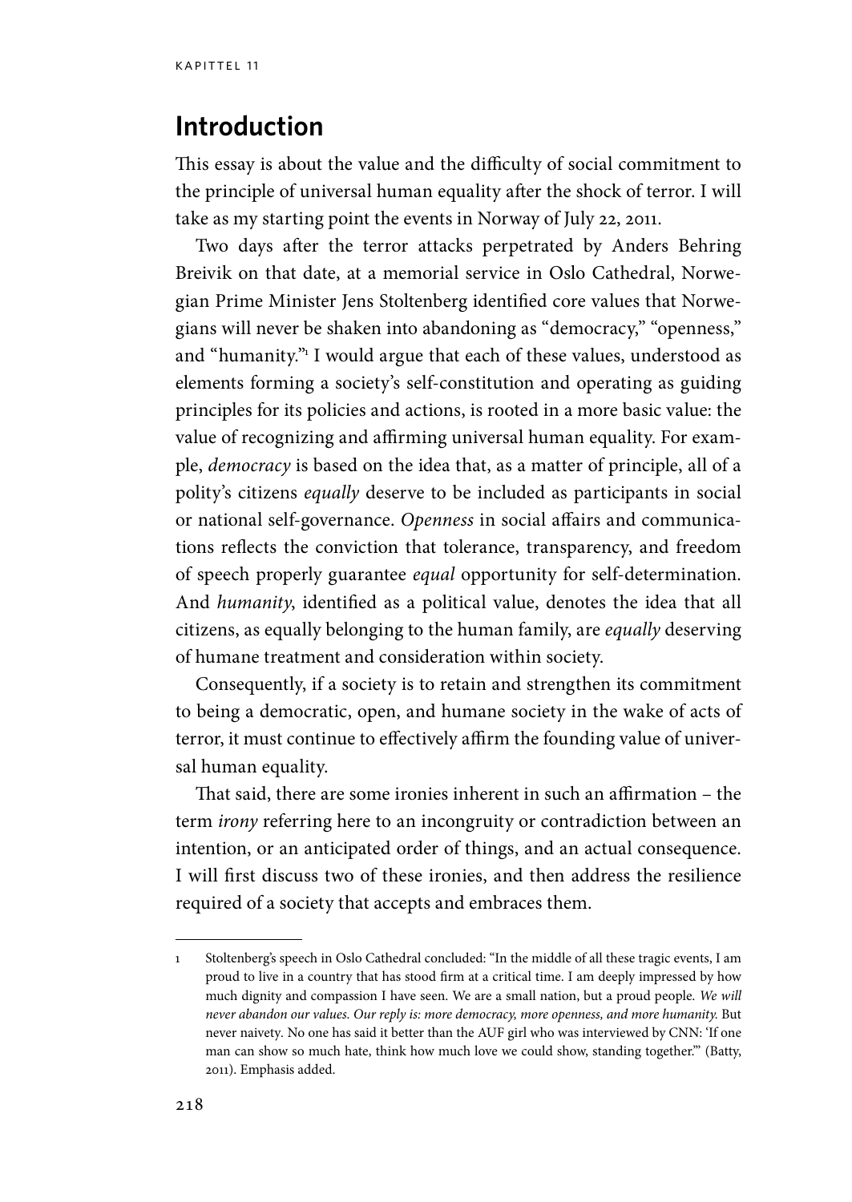## Introduction

This essay is about the value and the difficulty of social commitment to the principle of universal human equality after the shock of terror. I will take as my starting point the events in Norway of July 22, 2011.

Two days after the terror attacks perpetrated by Anders Behring Breivik on that date, at a memorial service in Oslo Cathedral, Norwegian Prime Minister Jens Stoltenberg identified core values that Norwegians will never be shaken into abandoning as "democracy," "openness," and "humanity."[1] I would argue that each of these values, understood as elements forming a society's self-constitution and operating as guiding principles for its policies and actions, is rooted in a more basic value: the value of recognizing and affirming universal human equality. For example, *democracy* is based on the idea that, as a matter of principle, all of a polity's citizens *equally* deserve to be included as participants in social or national self-governance. *Openness* in social affairs and communications reflects the conviction that tolerance, transparency, and freedom of speech properly guarantee *equal* opportunity for self-determination. And *humanity*, identified as a political value, denotes the idea that all citizens, as equally belonging to the human family, are *equally* deserving of humane treatment and consideration within society.

Consequently, if a society is to retain and strengthen its commitment to being a democratic, open, and humane society in the wake of acts of terror, it must continue to effectively affirm the founding value of universal human equality.

That said, there are some ironies inherent in such an affirmation – the term *irony* referring here to an incongruity or contradiction between an intention, or an anticipated order of things, and an actual consequence. I will first discuss two of these ironies, and then address the resilience required of a society that accepts and embraces them.

---

1 Stoltenberg's speech in Oslo Cathedral concluded: "In the middle of all these tragic events, I am proud to live in a country that has stood firm at a critical time. I am deeply impressed by how much dignity and compassion I have seen. We are a small nation, but a proud people. *We will never abandon our values. Our reply is: more democracy, more openness, and more humanity.* But never naivety. No one has said it better than the AUF girl who was interviewed by CNN: 'If one man can show so much hate, think how much love we could show, standing together.'" (Batty, 2011). Emphasis added.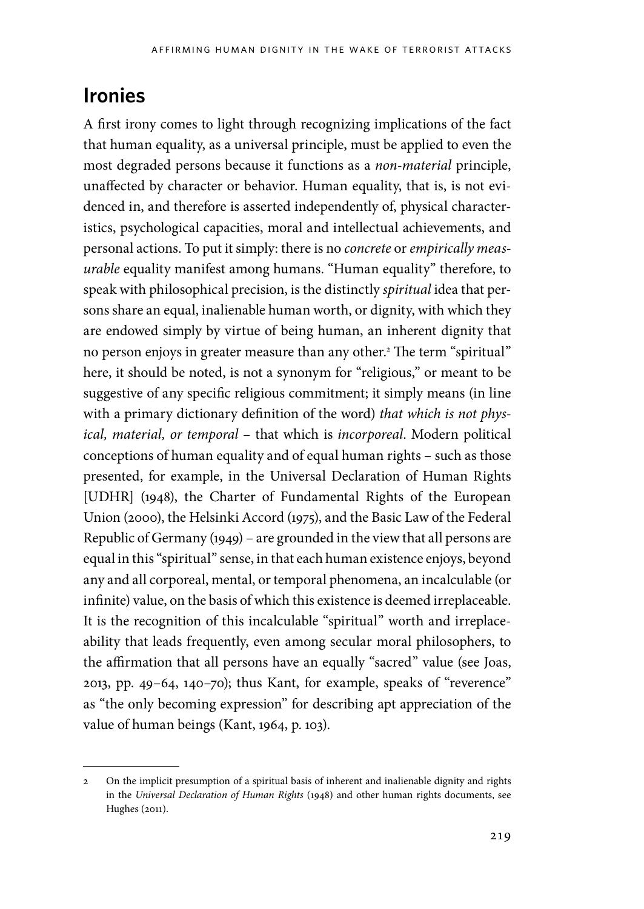## Ironies

A first irony comes to light through recognizing implications of the fact that human equality, as a universal principle, must be applied to even the most degraded persons because it functions as a *non-material* principle, unaffected by character or behavior. Human equality, that is, is not evidenced in, and therefore is asserted independently of, physical characteristics, psychological capacities, moral and intellectual achievements, and personal actions. To put it simply: there is no *concrete* or *empirically measurable* equality manifest among humans. "Human equality" therefore, to speak with philosophical precision, is the distinctly *spiritual* idea that persons share an equal, inalienable human worth, or dignity, with which they are endowed simply by virtue of being human, an inherent dignity that no person enjoys in greater measure than any other.[2] The term "spiritual" here, it should be noted, is not a synonym for "religious," or meant to be suggestive of any specific religious commitment; it simply means (in line with a primary dictionary definition of the word) *that which is not physical, material, or temporal* – that which is *incorporeal*. Modern political conceptions of human equality and of equal human rights – such as those presented, for example, in the Universal Declaration of Human Rights [UDHR] (1948), the Charter of Fundamental Rights of the European Union (2000), the Helsinki Accord (1975), and the Basic Law of the Federal Republic of Germany (1949) – are grounded in the view that all persons are equal in this "spiritual" sense, in that each human existence enjoys, beyond any and all corporeal, mental, or temporal phenomena, an incalculable (or infinite) value, on the basis of which this existence is deemed irreplaceable. It is the recognition of this incalculable "spiritual" worth and irreplaceability that leads frequently, even among secular moral philosophers, to the affirmation that all persons have an equally "sacred" value (see Joas, 2013, pp. 49–64, 140–70); thus Kant, for example, speaks of "reverence" as "the only becoming expression" for describing apt appreciation of the value of human beings (Kant, 1964, p. 103).

---

2 On the implicit presumption of a spiritual basis of inherent and inalienable dignity and rights in the *Universal Declaration of Human Rights* (1948) and other human rights documents, see Hughes (2011).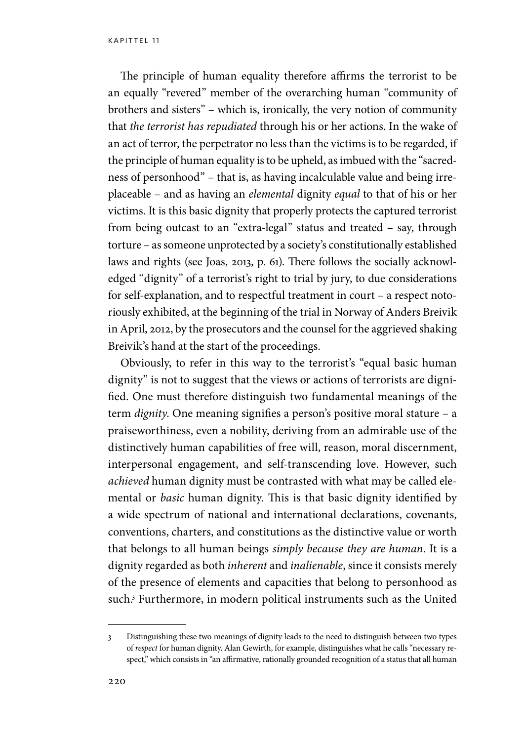The principle of human equality therefore affirms the terrorist to be an equally "revered" member of the overarching human "community of brothers and sisters" – which is, ironically, the very notion of community that *the terrorist has repudiated* through his or her actions. In the wake of an act of terror, the perpetrator no less than the victims is to be regarded, if the principle of human equality is to be upheld, as imbued with the "sacredness of personhood" – that is, as having incalculable value and being irreplaceable – and as having an *elemental* dignity *equal* to that of his or her victims. It is this basic dignity that properly protects the captured terrorist from being outcast to an "extra-legal" status and treated – say, through torture – as someone unprotected by a society's constitutionally established laws and rights (see Joas, 2013, p. 61). There follows the socially acknowledged "dignity" of a terrorist's right to trial by jury, to due considerations for self-explanation, and to respectful treatment in court – a respect notoriously exhibited, at the beginning of the trial in Norway of Anders Breivik in April, 2012, by the prosecutors and the counsel for the aggrieved shaking Breivik's hand at the start of the proceedings.

Obviously, to refer in this way to the terrorist's "equal basic human dignity" is not to suggest that the views or actions of terrorists are dignified. One must therefore distinguish two fundamental meanings of the term *dignity*. One meaning signifies a person's positive moral stature – a praiseworthiness, even a nobility, deriving from an admirable use of the distinctively human capabilities of free will, reason, moral discernment, interpersonal engagement, and self-transcending love. However, such *achieved* human dignity must be contrasted with what may be called elemental or *basic* human dignity. This is that basic dignity identified by a wide spectrum of national and international declarations, covenants, conventions, charters, and constitutions as the distinctive value or worth that belongs to all human beings *simply because they are human*. It is a dignity regarded as both *inherent* and *inalienable*, since it consists merely of the presence of elements and capacities that belong to personhood as such.[3] Furthermore, in modern political instruments such as the United

---

3 Distinguishing these two meanings of dignity leads to the need to distinguish between two types of *respect* for human dignity. Alan Gewirth, for example, distinguishes what he calls "necessary respect," which consists in "an affirmative, rationally grounded recognition of a status that all human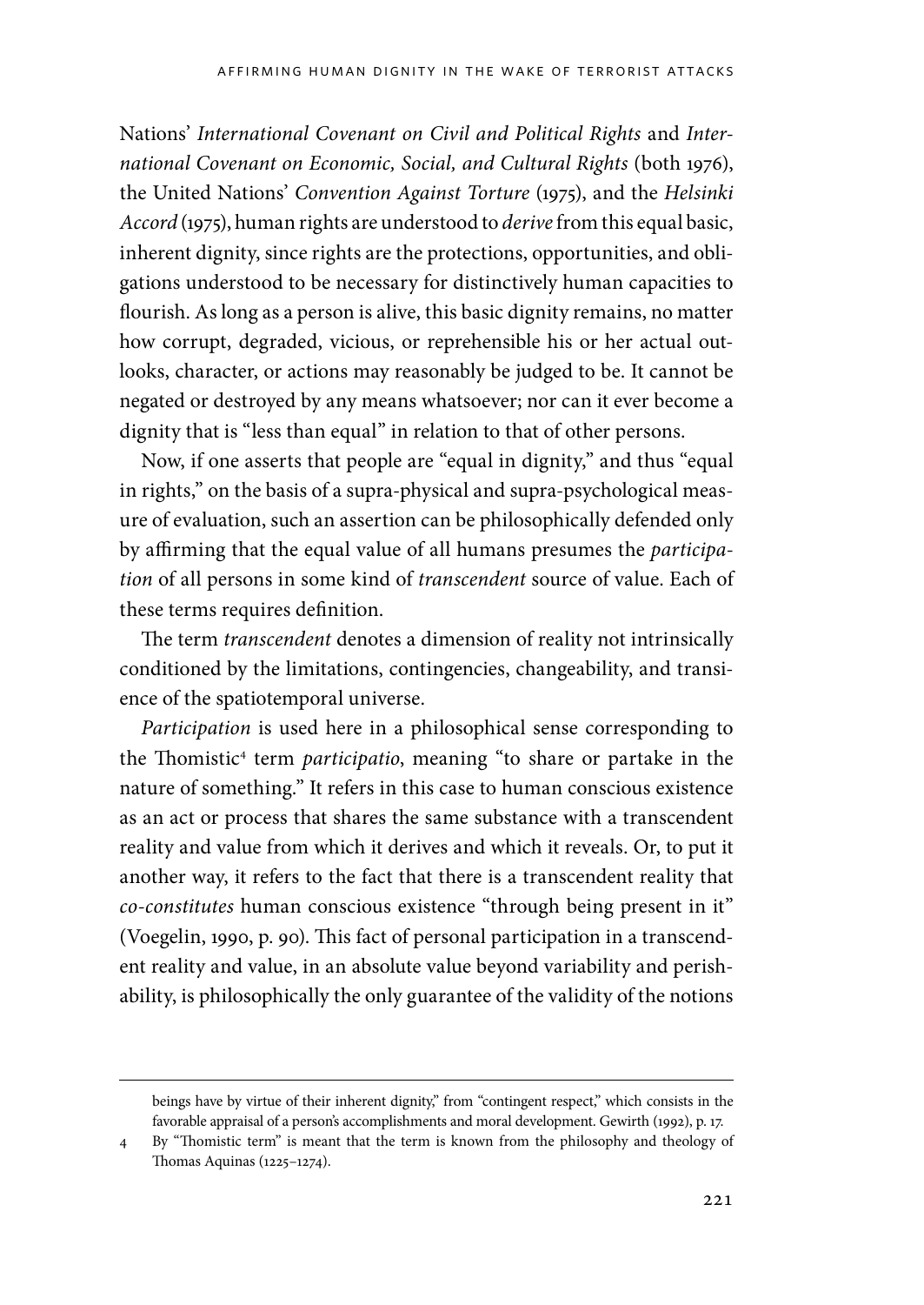Nations' *International Covenant on Civil and Political Rights* and *International Covenant on Economic, Social, and Cultural Rights* (both 1976), the United Nations' *Convention Against Torture* (1975), and the *Helsinki Accord* (1975), human rights are understood to *derive* from this equal basic, inherent dignity, since rights are the protections, opportunities, and obligations understood to be necessary for distinctively human capacities to flourish. As long as a person is alive, this basic dignity remains, no matter how corrupt, degraded, vicious, or reprehensible his or her actual outlooks, character, or actions may reasonably be judged to be. It cannot be negated or destroyed by any means whatsoever; nor can it ever become a dignity that is "less than equal" in relation to that of other persons.

Now, if one asserts that people are "equal in dignity," and thus "equal in rights," on the basis of a supra-physical and supra-psychological measure of evaluation, such an assertion can be philosophically defended only by affirming that the equal value of all humans presumes the *participation* of all persons in some kind of *transcendent* source of value. Each of these terms requires definition.

The term *transcendent* denotes a dimension of reality not intrinsically conditioned by the limitations, contingencies, changeability, and transience of the spatiotemporal universe.

*Participation* is used here in a philosophical sense corresponding to the Thomistic[4] term *participatio*, meaning "to share or partake in the nature of something." It refers in this case to human conscious existence as an act or process that shares the same substance with a transcendent reality and value from which it derives and which it reveals. Or, to put it another way, it refers to the fact that there is a transcendent reality that *co-constitutes* human conscious existence "through being present in it" (Voegelin, 1990, p. 90). This fact of personal participation in a transcendent reality and value, in an absolute value beyond variability and perishability, is philosophically the only guarantee of the validity of the notions

beings have by virtue of their inherent dignity," from "contingent respect," which consists in the favorable appraisal of a person's accomplishments and moral development. Gewirth (1992), p. 17.

4 By "Thomistic term" is meant that the term is known from the philosophy and theology of Thomas Aquinas (1225–1274).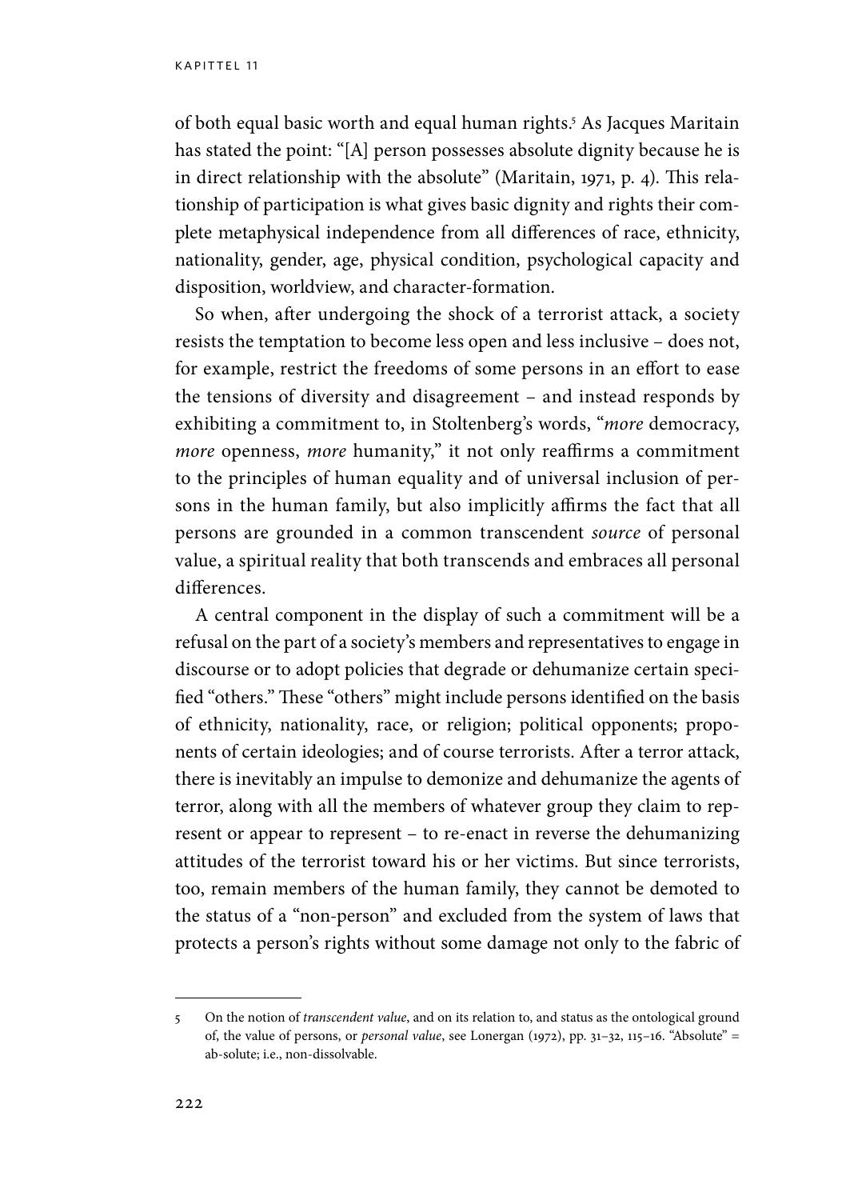of both equal basic worth and equal human rights.[5] As Jacques Maritain has stated the point: "[A] person possesses absolute dignity because he is in direct relationship with the absolute" (Maritain, 1971, p. 4). This relationship of participation is what gives basic dignity and rights their complete metaphysical independence from all differences of race, ethnicity, nationality, gender, age, physical condition, psychological capacity and disposition, worldview, and character-formation.

So when, after undergoing the shock of a terrorist attack, a society resists the temptation to become less open and less inclusive – does not, for example, restrict the freedoms of some persons in an effort to ease the tensions of diversity and disagreement – and instead responds by exhibiting a commitment to, in Stoltenberg's words, "*more* democracy, *more* openness, *more* humanity," it not only reaffirms a commitment to the principles of human equality and of universal inclusion of persons in the human family, but also implicitly affirms the fact that all persons are grounded in a common transcendent *source* of personal value, a spiritual reality that both transcends and embraces all personal differences.

A central component in the display of such a commitment will be a refusal on the part of a society's members and representatives to engage in discourse or to adopt policies that degrade or dehumanize certain specified "others." These "others" might include persons identified on the basis of ethnicity, nationality, race, or religion; political opponents; proponents of certain ideologies; and of course terrorists. After a terror attack, there is inevitably an impulse to demonize and dehumanize the agents of terror, along with all the members of whatever group they claim to represent or appear to represent – to re-enact in reverse the dehumanizing attitudes of the terrorist toward his or her victims. But since terrorists, too, remain members of the human family, they cannot be demoted to the status of a "non-person" and excluded from the system of laws that protects a person's rights without some damage not only to the fabric of

---

5 On the notion of *transcendent value*, and on its relation to, and status as the ontological ground of, the value of persons, or *personal value*, see Lonergan (1972), pp. 31–32, 115–16. "Absolute" = ab-solute; i.e., non-dissolvable.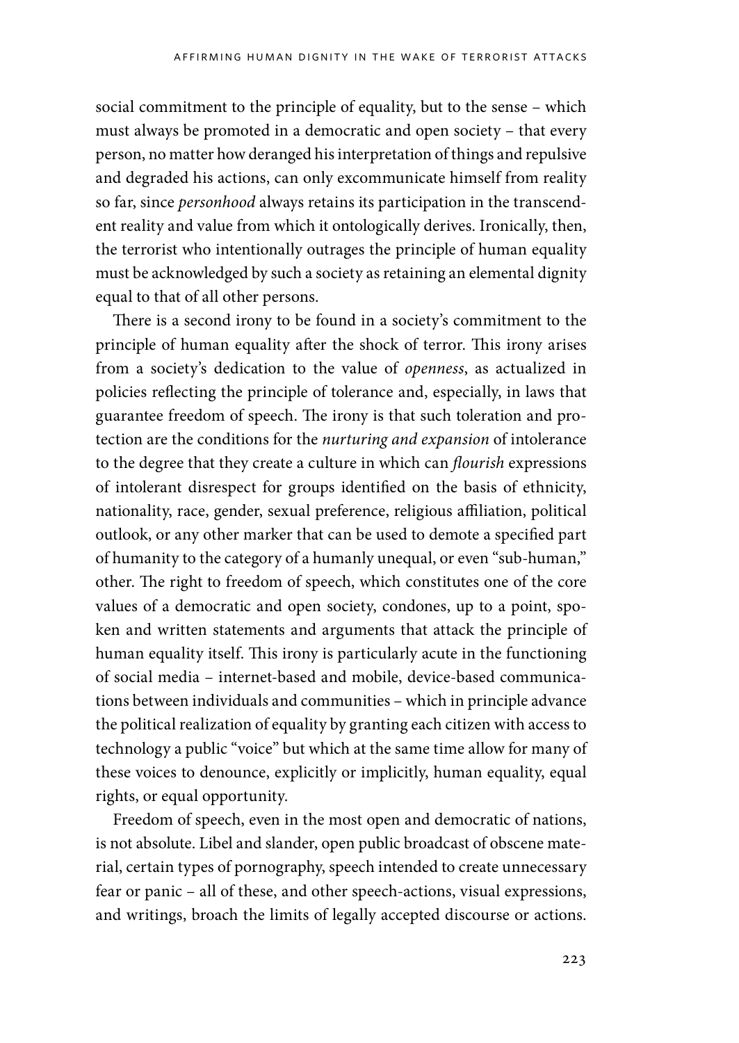social commitment to the principle of equality, but to the sense – which must always be promoted in a democratic and open society – that every person, no matter how deranged his interpretation of things and repulsive and degraded his actions, can only excommunicate himself from reality so far, since *personhood* always retains its participation in the transcendent reality and value from which it ontologically derives. Ironically, then, the terrorist who intentionally outrages the principle of human equality must be acknowledged by such a society as retaining an elemental dignity equal to that of all other persons.

There is a second irony to be found in a society's commitment to the principle of human equality after the shock of terror. This irony arises from a society's dedication to the value of *openness*, as actualized in policies reflecting the principle of tolerance and, especially, in laws that guarantee freedom of speech. The irony is that such toleration and protection are the conditions for the *nurturing and expansion* of intolerance to the degree that they create a culture in which can *flourish* expressions of intolerant disrespect for groups identified on the basis of ethnicity, nationality, race, gender, sexual preference, religious affiliation, political outlook, or any other marker that can be used to demote a specified part of humanity to the category of a humanly unequal, or even "sub-human," other. The right to freedom of speech, which constitutes one of the core values of a democratic and open society, condones, up to a point, spoken and written statements and arguments that attack the principle of human equality itself. This irony is particularly acute in the functioning of social media – internet-based and mobile, device-based communications between individuals and communities – which in principle advance the political realization of equality by granting each citizen with access to technology a public "voice" but which at the same time allow for many of these voices to denounce, explicitly or implicitly, human equality, equal rights, or equal opportunity.

Freedom of speech, even in the most open and democratic of nations, is not absolute. Libel and slander, open public broadcast of obscene material, certain types of pornography, speech intended to create unnecessary fear or panic – all of these, and other speech-actions, visual expressions, and writings, broach the limits of legally accepted discourse or actions.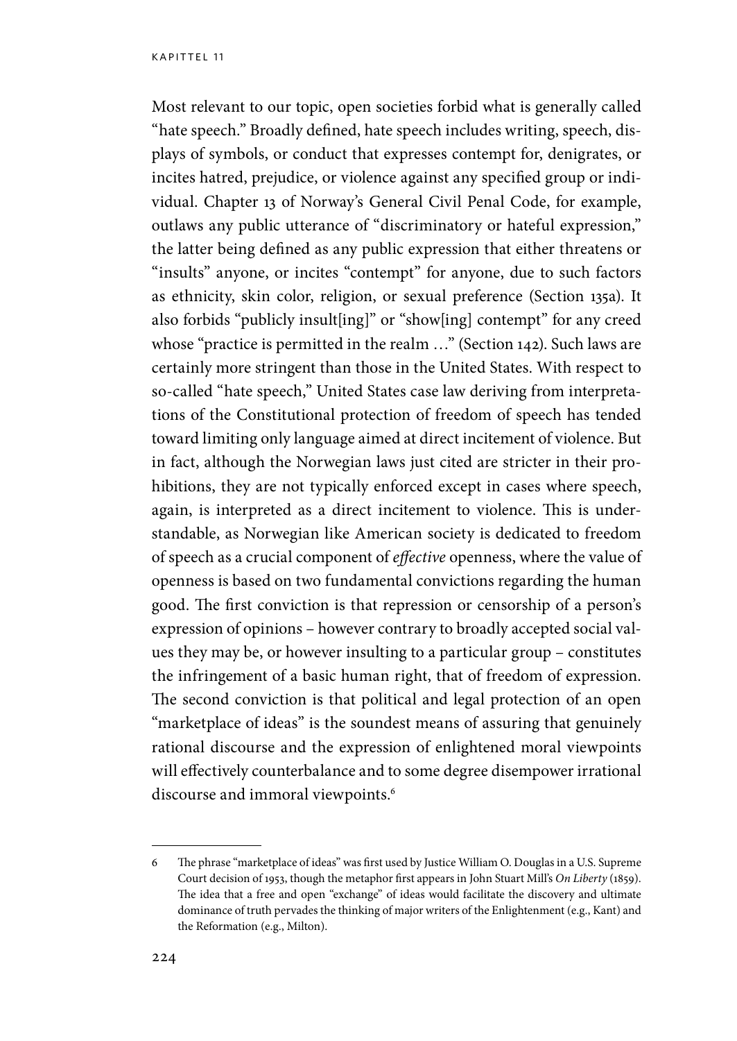Most relevant to our topic, open societies forbid what is generally called "hate speech." Broadly defined, hate speech includes writing, speech, displays of symbols, or conduct that expresses contempt for, denigrates, or incites hatred, prejudice, or violence against any specified group or individual. Chapter 13 of Norway's General Civil Penal Code, for example, outlaws any public utterance of "discriminatory or hateful expression," the latter being defined as any public expression that either threatens or "insults" anyone, or incites "contempt" for anyone, due to such factors as ethnicity, skin color, religion, or sexual preference (Section 135a). It also forbids "publicly insult[ing]" or "show[ing] contempt" for any creed whose "practice is permitted in the realm …" (Section 142). Such laws are certainly more stringent than those in the United States. With respect to so-called "hate speech," United States case law deriving from interpretations of the Constitutional protection of freedom of speech has tended toward limiting only language aimed at direct incitement of violence. But in fact, although the Norwegian laws just cited are stricter in their prohibitions, they are not typically enforced except in cases where speech, again, is interpreted as a direct incitement to violence. This is understandable, as Norwegian like American society is dedicated to freedom of speech as a crucial component of *effective* openness, where the value of openness is based on two fundamental convictions regarding the human good. The first conviction is that repression or censorship of a person's expression of opinions – however contrary to broadly accepted social values they may be, or however insulting to a particular group – constitutes the infringement of a basic human right, that of freedom of expression. The second conviction is that political and legal protection of an open "marketplace of ideas" is the soundest means of assuring that genuinely rational discourse and the expression of enlightened moral viewpoints will effectively counterbalance and to some degree disempower irrational discourse and immoral viewpoints.[6]

---

6 The phrase "marketplace of ideas" was first used by Justice William O. Douglas in a U.S. Supreme Court decision of 1953, though the metaphor first appears in John Stuart Mill's *On Liberty* (1859). The idea that a free and open "exchange" of ideas would facilitate the discovery and ultimate dominance of truth pervades the thinking of major writers of the Enlightenment (e.g., Kant) and the Reformation (e.g., Milton).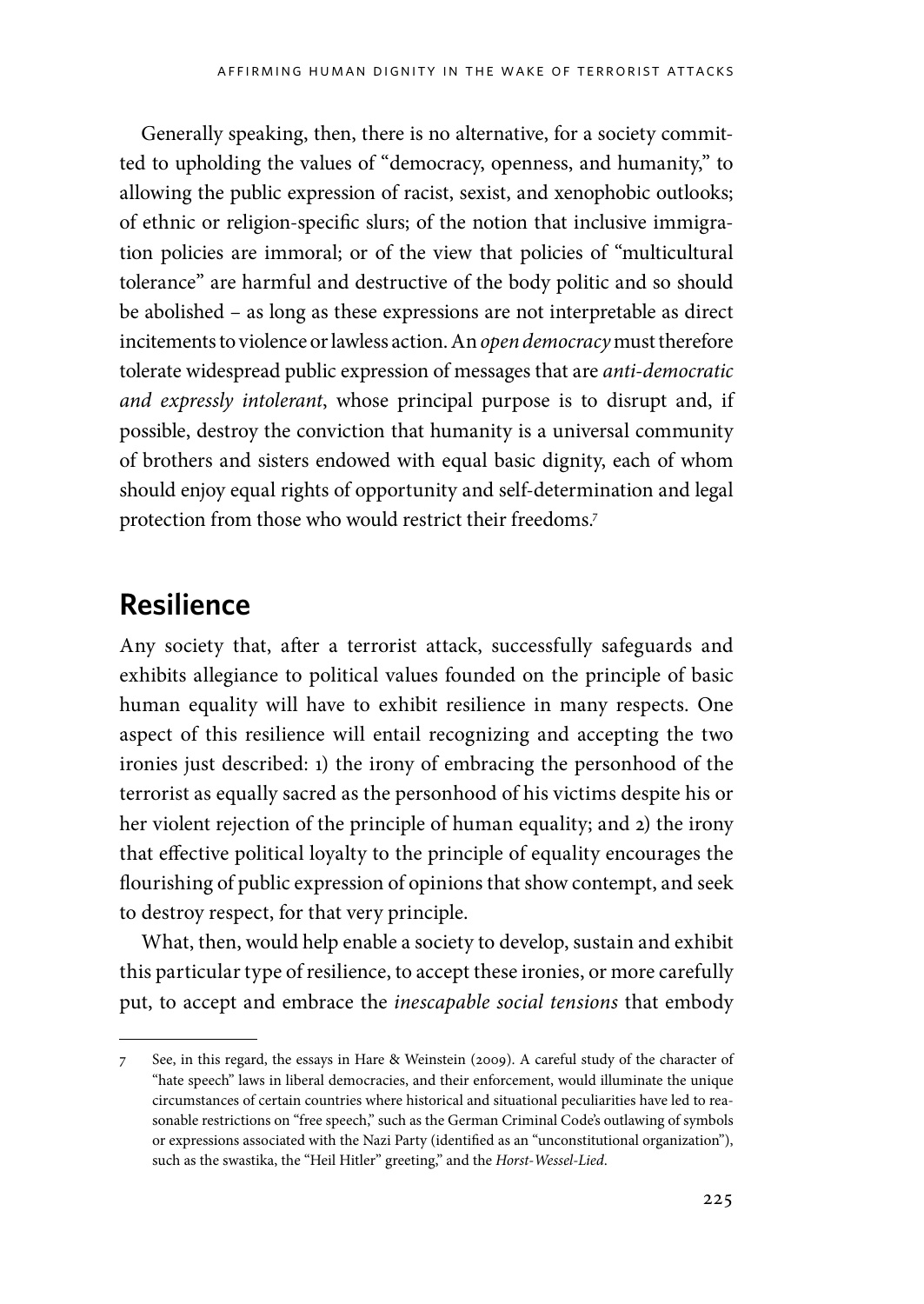Generally speaking, then, there is no alternative, for a society committed to upholding the values of "democracy, openness, and humanity," to allowing the public expression of racist, sexist, and xenophobic outlooks; of ethnic or religion-specific slurs; of the notion that inclusive immigration policies are immoral; or of the view that policies of "multicultural tolerance" are harmful and destructive of the body politic and so should be abolished – as long as these expressions are not interpretable as direct incitements to violence or lawless action. An *open democracy* must therefore tolerate widespread public expression of messages that are *anti-democratic and expressly intolerant*, whose principal purpose is to disrupt and, if possible, destroy the conviction that humanity is a universal community of brothers and sisters endowed with equal basic dignity, each of whom should enjoy equal rights of opportunity and self-determination and legal protection from those who would restrict their freedoms.[7]

## Resilience

Any society that, after a terrorist attack, successfully safeguards and exhibits allegiance to political values founded on the principle of basic human equality will have to exhibit resilience in many respects. One aspect of this resilience will entail recognizing and accepting the two ironies just described: 1) the irony of embracing the personhood of the terrorist as equally sacred as the personhood of his victims despite his or her violent rejection of the principle of human equality; and 2) the irony that effective political loyalty to the principle of equality encourages the flourishing of public expression of opinions that show contempt, and seek to destroy respect, for that very principle.

What, then, would help enable a society to develop, sustain and exhibit this particular type of resilience, to accept these ironies, or more carefully put, to accept and embrace the *inescapable social tensions* that embody

---

7 See, in this regard, the essays in Hare & Weinstein (2009). A careful study of the character of "hate speech" laws in liberal democracies, and their enforcement, would illuminate the unique circumstances of certain countries where historical and situational peculiarities have led to reasonable restrictions on "free speech," such as the German Criminal Code's outlawing of symbols or expressions associated with the Nazi Party (identified as an "unconstitutional organization"), such as the swastika, the "Heil Hitler" greeting," and the *Horst-Wessel-Lied*.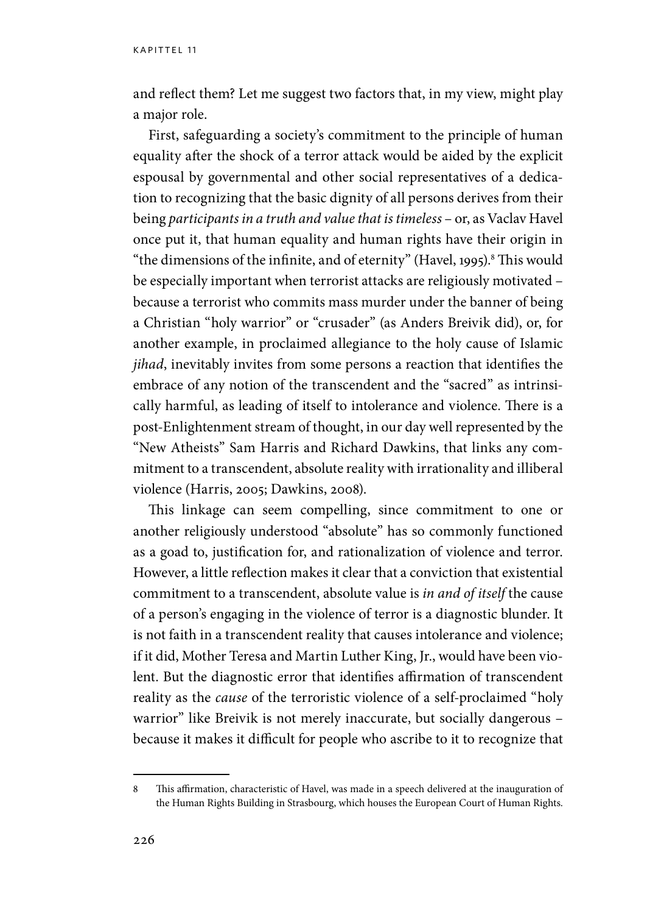and reflect them? Let me suggest two factors that, in my view, might play a major role.

First, safeguarding a society's commitment to the principle of human equality after the shock of a terror attack would be aided by the explicit espousal by governmental and other social representatives of a dedication to recognizing that the basic dignity of all persons derives from their being *participants in a truth and value that is timeless* – or, as Vaclav Havel once put it, that human equality and human rights have their origin in "the dimensions of the infinite, and of eternity" (Havel, 1995).[8] This would be especially important when terrorist attacks are religiously motivated – because a terrorist who commits mass murder under the banner of being a Christian "holy warrior" or "crusader" (as Anders Breivik did), or, for another example, in proclaimed allegiance to the holy cause of Islamic *jihad*, inevitably invites from some persons a reaction that identifies the embrace of any notion of the transcendent and the "sacred" as intrinsically harmful, as leading of itself to intolerance and violence. There is a post-Enlightenment stream of thought, in our day well represented by the "New Atheists" Sam Harris and Richard Dawkins, that links any commitment to a transcendent, absolute reality with irrationality and illiberal violence (Harris, 2005; Dawkins, 2008).

This linkage can seem compelling, since commitment to one or another religiously understood "absolute" has so commonly functioned as a goad to, justification for, and rationalization of violence and terror. However, a little reflection makes it clear that a conviction that existential commitment to a transcendent, absolute value is *in and of itself* the cause of a person's engaging in the violence of terror is a diagnostic blunder. It is not faith in a transcendent reality that causes intolerance and violence; if it did, Mother Teresa and Martin Luther King, Jr., would have been violent. But the diagnostic error that identifies affirmation of transcendent reality as the *cause* of the terroristic violence of a self-proclaimed "holy warrior" like Breivik is not merely inaccurate, but socially dangerous – because it makes it difficult for people who ascribe to it to recognize that

---

8 This affirmation, characteristic of Havel, was made in a speech delivered at the inauguration of the Human Rights Building in Strasbourg, which houses the European Court of Human Rights.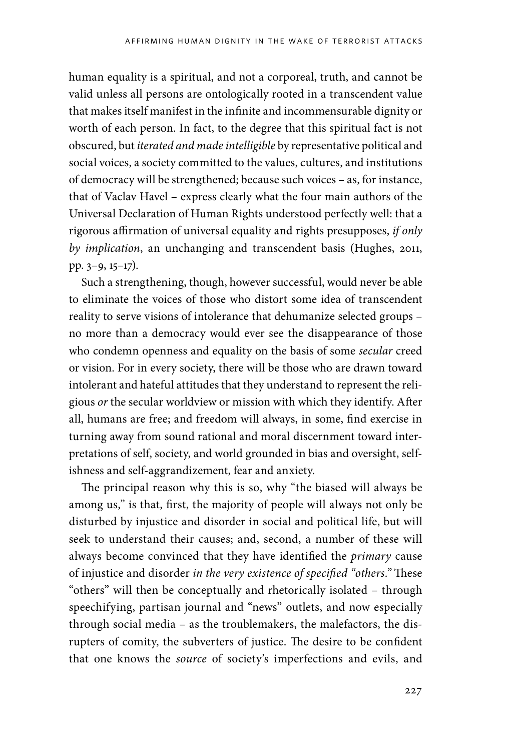human equality is a spiritual, and not a corporeal, truth, and cannot be valid unless all persons are ontologically rooted in a transcendent value that makes itself manifest in the infinite and incommensurable dignity or worth of each person. In fact, to the degree that this spiritual fact is not obscured, but *iterated and made intelligible* by representative political and social voices, a society committed to the values, cultures, and institutions of democracy will be strengthened; because such voices – as, for instance, that of Vaclav Havel – express clearly what the four main authors of the Universal Declaration of Human Rights understood perfectly well: that a rigorous affirmation of universal equality and rights presupposes, *if only by implication*, an unchanging and transcendent basis (Hughes, 2011, pp. 3–9, 15–17).

Such a strengthening, though, however successful, would never be able to eliminate the voices of those who distort some idea of transcendent reality to serve visions of intolerance that dehumanize selected groups – no more than a democracy would ever see the disappearance of those who condemn openness and equality on the basis of some *secular* creed or vision. For in every society, there will be those who are drawn toward intolerant and hateful attitudes that they understand to represent the religious *or* the secular worldview or mission with which they identify. After all, humans are free; and freedom will always, in some, find exercise in turning away from sound rational and moral discernment toward interpretations of self, society, and world grounded in bias and oversight, selfishness and self-aggrandizement, fear and anxiety.

The principal reason why this is so, why "the biased will always be among us," is that, first, the majority of people will always not only be disturbed by injustice and disorder in social and political life, but will seek to understand their causes; and, second, a number of these will always become convinced that they have identified the *primary* cause of injustice and disorder *in the very existence of specified "others."* These "others" will then be conceptually and rhetorically isolated – through speechifying, partisan journal and "news" outlets, and now especially through social media – as the troublemakers, the malefactors, the disrupters of comity, the subverters of justice. The desire to be confident that one knows the *source* of society's imperfections and evils, and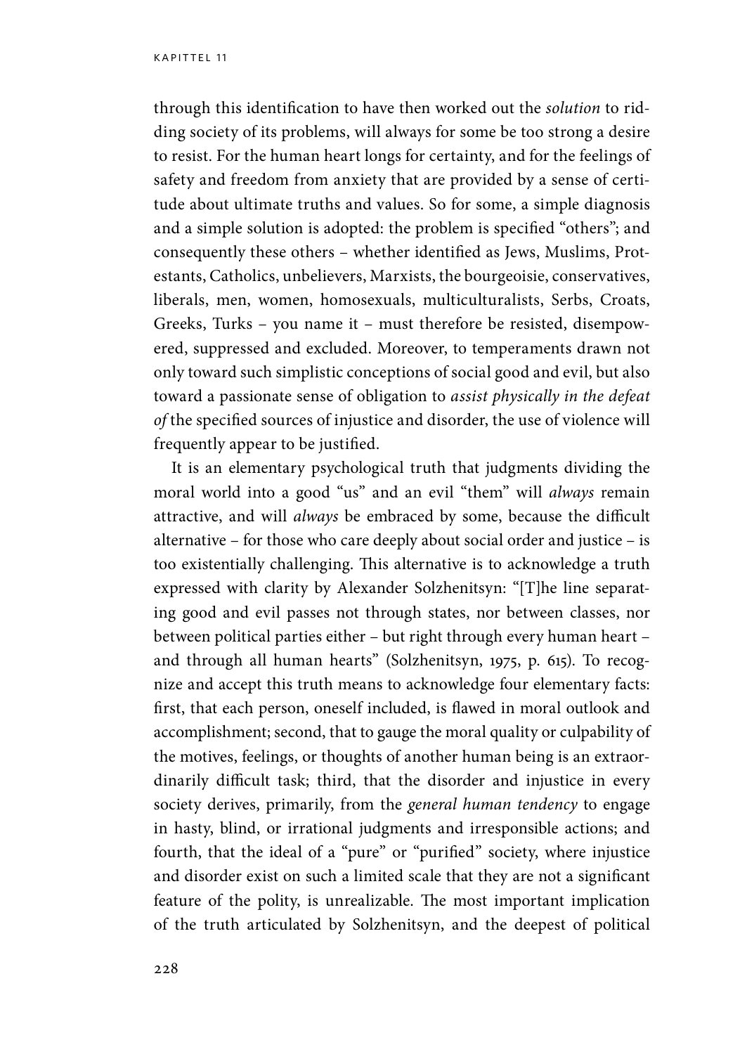through this identification to have then worked out the *solution* to ridding society of its problems, will always for some be too strong a desire to resist. For the human heart longs for certainty, and for the feelings of safety and freedom from anxiety that are provided by a sense of certitude about ultimate truths and values. So for some, a simple diagnosis and a simple solution is adopted: the problem is specified "others"; and consequently these others – whether identified as Jews, Muslims, Protestants, Catholics, unbelievers, Marxists, the bourgeoisie, conservatives, liberals, men, women, homosexuals, multiculturalists, Serbs, Croats, Greeks, Turks – you name it – must therefore be resisted, disempowered, suppressed and excluded. Moreover, to temperaments drawn not only toward such simplistic conceptions of social good and evil, but also toward a passionate sense of obligation to *assist physically in the defeat of* the specified sources of injustice and disorder, the use of violence will frequently appear to be justified.

It is an elementary psychological truth that judgments dividing the moral world into a good "us" and an evil "them" will *always* remain attractive, and will *always* be embraced by some, because the difficult alternative – for those who care deeply about social order and justice – is too existentially challenging. This alternative is to acknowledge a truth expressed with clarity by Alexander Solzhenitsyn: "[T]he line separating good and evil passes not through states, nor between classes, nor between political parties either – but right through every human heart – and through all human hearts" (Solzhenitsyn, 1975, p. 615). To recognize and accept this truth means to acknowledge four elementary facts: first, that each person, oneself included, is flawed in moral outlook and accomplishment; second, that to gauge the moral quality or culpability of the motives, feelings, or thoughts of another human being is an extraordinarily difficult task; third, that the disorder and injustice in every society derives, primarily, from the *general human tendency* to engage in hasty, blind, or irrational judgments and irresponsible actions; and fourth, that the ideal of a "pure" or "purified" society, where injustice and disorder exist on such a limited scale that they are not a significant feature of the polity, is unrealizable. The most important implication of the truth articulated by Solzhenitsyn, and the deepest of political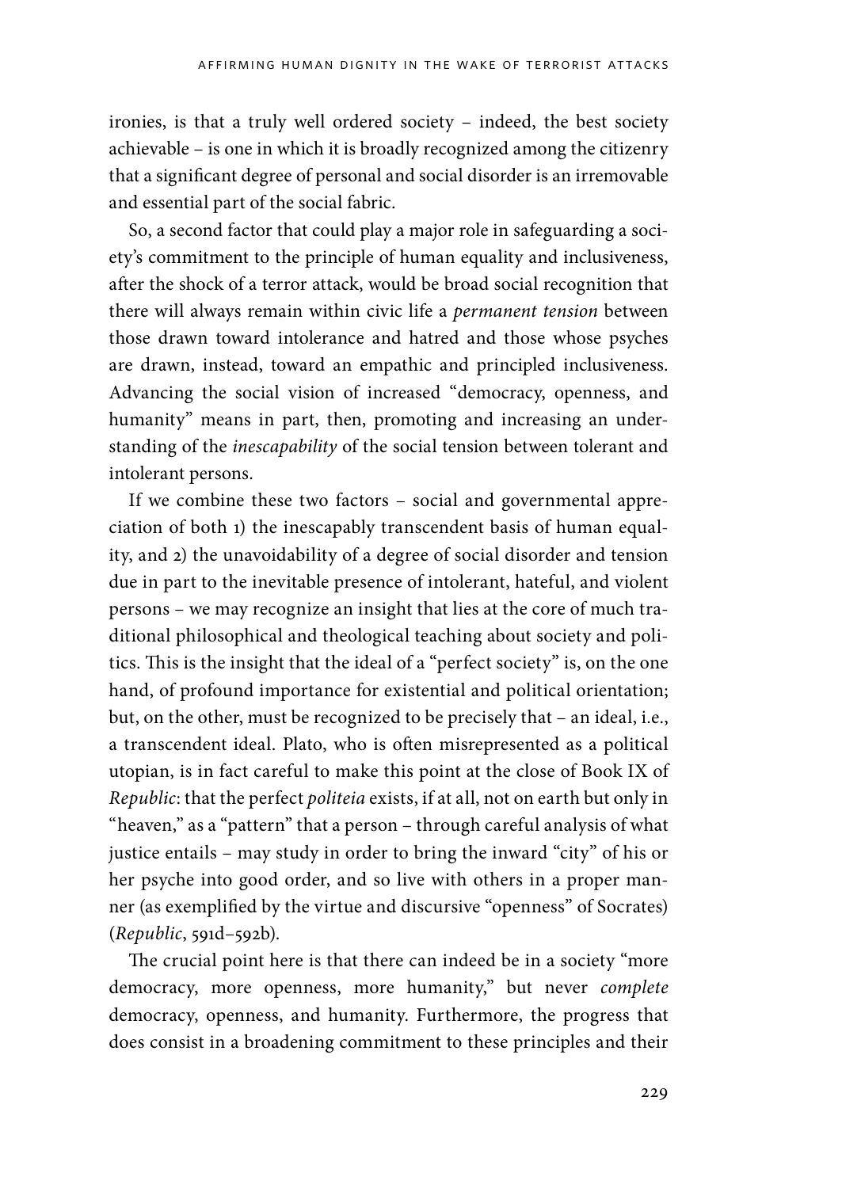ironies, is that a truly well ordered society – indeed, the best society achievable – is one in which it is broadly recognized among the citizenry that a significant degree of personal and social disorder is an irremovable and essential part of the social fabric.

So, a second factor that could play a major role in safeguarding a society's commitment to the principle of human equality and inclusiveness, after the shock of a terror attack, would be broad social recognition that there will always remain within civic life a *permanent tension* between those drawn toward intolerance and hatred and those whose psyches are drawn, instead, toward an empathic and principled inclusiveness. Advancing the social vision of increased "democracy, openness, and humanity" means in part, then, promoting and increasing an understanding of the *inescapability* of the social tension between tolerant and intolerant persons.

If we combine these two factors – social and governmental appreciation of both 1) the inescapably transcendent basis of human equality, and 2) the unavoidability of a degree of social disorder and tension due in part to the inevitable presence of intolerant, hateful, and violent persons – we may recognize an insight that lies at the core of much traditional philosophical and theological teaching about society and politics. This is the insight that the ideal of a "perfect society" is, on the one hand, of profound importance for existential and political orientation; but, on the other, must be recognized to be precisely that – an ideal, i.e., a transcendent ideal. Plato, who is often misrepresented as a political utopian, is in fact careful to make this point at the close of Book IX of *Republic*: that the perfect *politeia* exists, if at all, not on earth but only in "heaven," as a "pattern" that a person – through careful analysis of what justice entails – may study in order to bring the inward "city" of his or her psyche into good order, and so live with others in a proper manner (as exemplified by the virtue and discursive "openness" of Socrates) (*Republic*, 591d–592b).

The crucial point here is that there can indeed be in a society "more democracy, more openness, more humanity," but never *complete* democracy, openness, and humanity. Furthermore, the progress that does consist in a broadening commitment to these principles and their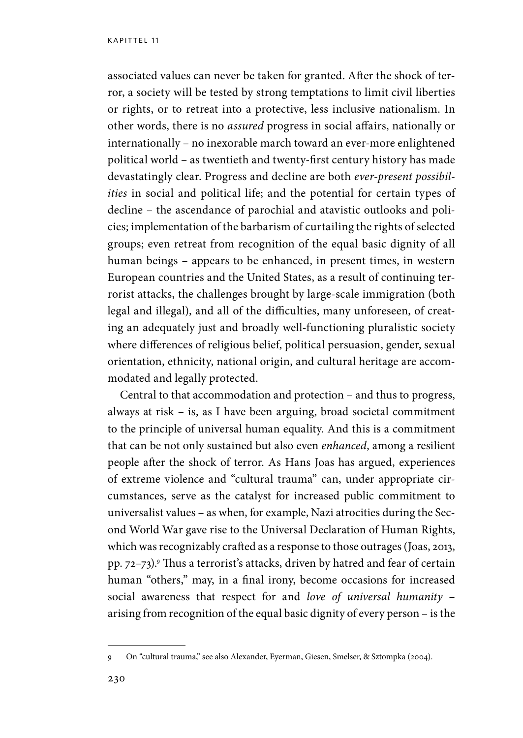associated values can never be taken for granted. After the shock of terror, a society will be tested by strong temptations to limit civil liberties or rights, or to retreat into a protective, less inclusive nationalism. In other words, there is no *assured* progress in social affairs, nationally or internationally – no inexorable march toward an ever-more enlightened political world – as twentieth and twenty-first century history has made devastatingly clear. Progress and decline are both *ever-present possibilities* in social and political life; and the potential for certain types of decline – the ascendance of parochial and atavistic outlooks and policies; implementation of the barbarism of curtailing the rights of selected groups; even retreat from recognition of the equal basic dignity of all human beings – appears to be enhanced, in present times, in western European countries and the United States, as a result of continuing terrorist attacks, the challenges brought by large-scale immigration (both legal and illegal), and all of the difficulties, many unforeseen, of creating an adequately just and broadly well-functioning pluralistic society where differences of religious belief, political persuasion, gender, sexual orientation, ethnicity, national origin, and cultural heritage are accommodated and legally protected.

Central to that accommodation and protection – and thus to progress, always at risk – is, as I have been arguing, broad societal commitment to the principle of universal human equality. And this is a commitment that can be not only sustained but also even *enhanced*, among a resilient people after the shock of terror. As Hans Joas has argued, experiences of extreme violence and "cultural trauma" can, under appropriate circumstances, serve as the catalyst for increased public commitment to universalist values – as when, for example, Nazi atrocities during the Second World War gave rise to the Universal Declaration of Human Rights, which was recognizably crafted as a response to those outrages (Joas, 2013, pp. 72–73).[9] Thus a terrorist's attacks, driven by hatred and fear of certain human "others," may, in a final irony, become occasions for increased social awareness that respect for and *love of universal humanity* – arising from recognition of the equal basic dignity of every person – is the

---

9 On "cultural trauma," see also Alexander, Eyerman, Giesen, Smelser, & Sztompka (2004).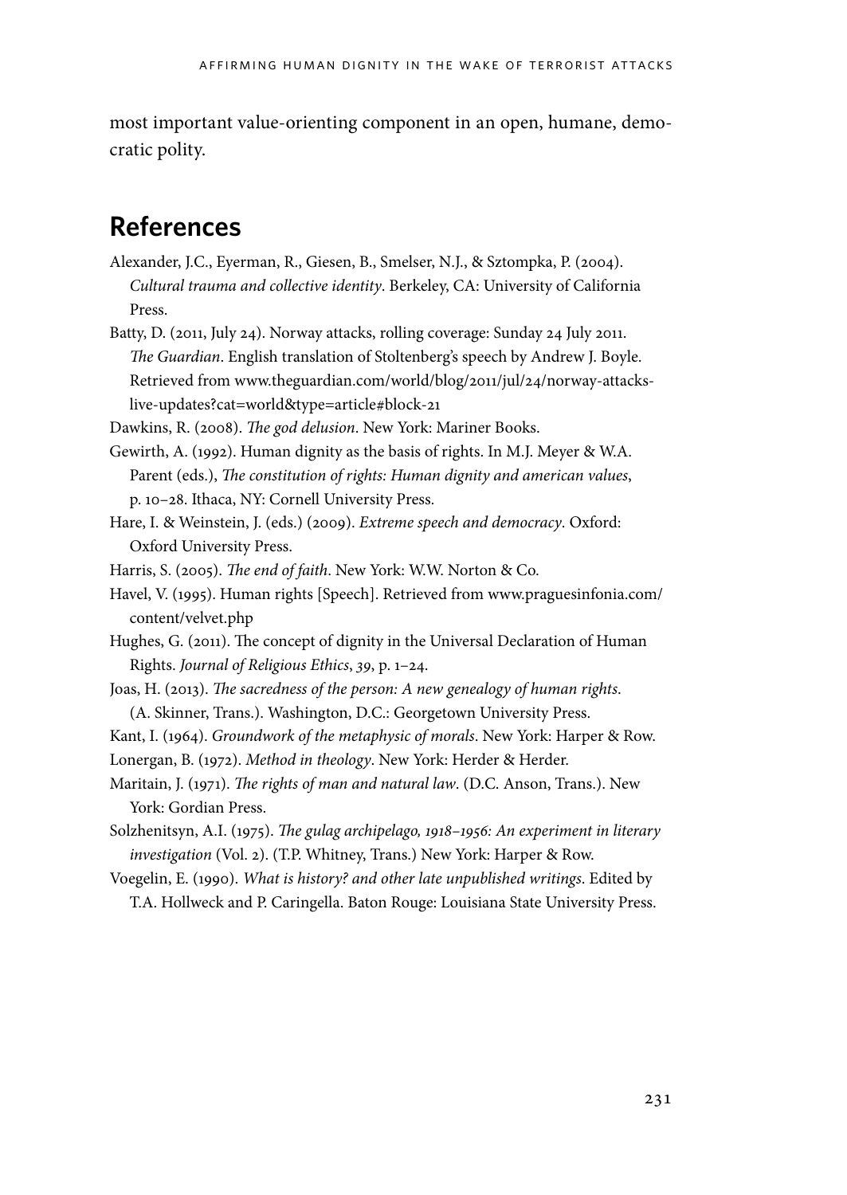most important value-orienting component in an open, humane, democratic polity.

## References

Alexander, J.C., Eyerman, R., Giesen, B., Smelser, N.J., & Sztompka, P. (2004). *Cultural trauma and collective identity*. Berkeley, CA: University of California Press.

Batty, D. (2011, July 24). Norway attacks, rolling coverage: Sunday 24 July 2011. *The Guardian*. English translation of Stoltenberg's speech by Andrew J. Boyle. Retrieved from www.theguardian.com/world/blog/2011/jul/24/norway-attacks-live-updates?cat=world&type=article#block-21

Dawkins, R. (2008). *The god delusion*. New York: Mariner Books.

Gewirth, A. (1992). Human dignity as the basis of rights. In M.J. Meyer & W.A. Parent (eds.), *The constitution of rights: Human dignity and american values*, p. 10–28. Ithaca, NY: Cornell University Press.

Hare, I. & Weinstein, J. (eds.) (2009). *Extreme speech and democracy*. Oxford: Oxford University Press.

Harris, S. (2005). *The end of faith*. New York: W.W. Norton & Co.

Havel, V. (1995). Human rights [Speech]. Retrieved from www.praguesinfonia.com/content/velvet.php

Hughes, G. (2011). The concept of dignity in the Universal Declaration of Human Rights. *Journal of Religious Ethics*, *39*, p. 1–24.

Joas, H. (2013). *The sacredness of the person: A new genealogy of human rights*. (A. Skinner, Trans.). Washington, D.C.: Georgetown University Press.

Kant, I. (1964). *Groundwork of the metaphysic of morals*. New York: Harper & Row.

Lonergan, B. (1972). *Method in theology*. New York: Herder & Herder.

Maritain, J. (1971). *The rights of man and natural law*. (D.C. Anson, Trans.). New York: Gordian Press.

Solzhenitsyn, A.I. (1975). *The gulag archipelago, 1918–1956: An experiment in literary investigation* (Vol. 2). (T.P. Whitney, Trans.) New York: Harper & Row.

Voegelin, E. (1990). *What is history? and other late unpublished writings*. Edited by T.A. Hollweck and P. Caringella. Baton Rouge: Louisiana State University Press.